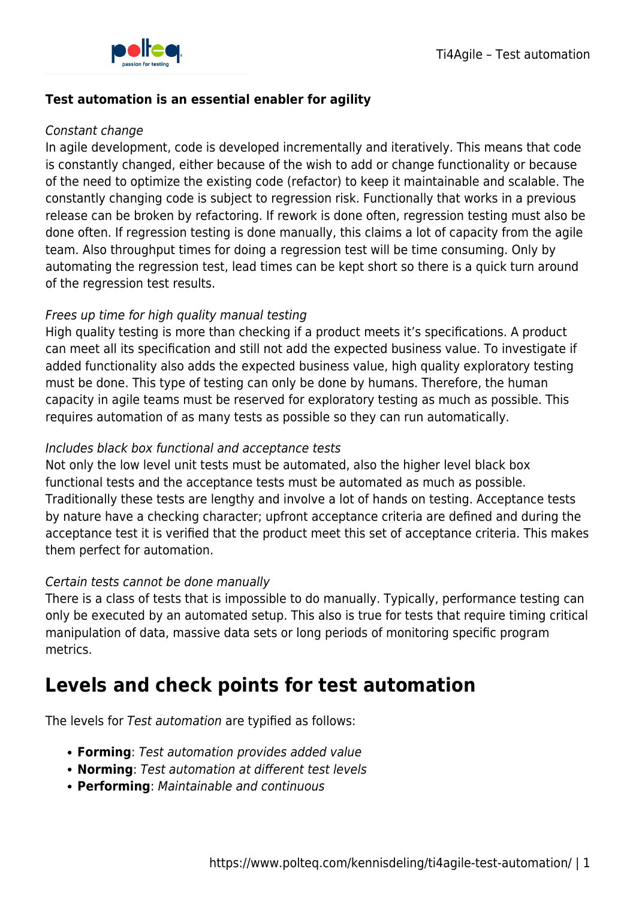**Test automation is an essential enabler for agility**

*Constant change*

In agile development, code is developed incrementally and iteratively. This means that code is constantly changed, either because of the wish to add or change functionality or because of the need to optimize the existing code (refactor) to keep it maintainable and scalable. The constantly changing code is subject to regression risk. Functionally that works in a previous release can be broken by refactoring. If rework is done often, regression testing must also be done often. If regression testing is done manually, this claims a lot of capacity from the agile team. Also throughput times for doing a regression test will be time consuming. Only by automating the regression test, lead times can be kept short so there is a quick turn around of the regression test results.

*Frees up time for high quality manual testing*

High quality testing is more than checking if a product meets it's specifications. A product can meet all its specification and still not add the expected business value. To investigate if added functionality also adds the expected business value, high quality exploratory testing must be done. This type of testing can only be done by humans. Therefore, the human capacity in agile teams must be reserved for exploratory testing as much as possible. This requires automation of as many tests as possible so they can run automatically.

*Includes black box functional and acceptance tests*

Not only the low level unit tests must be automated, also the higher level black box functional tests and the acceptance tests must be automated as much as possible. Traditionally these tests are lengthy and involve a lot of hands on testing. Acceptance tests by nature have a checking character; upfront acceptance criteria are defined and during the acceptance test it is verified that the product meet this set of acceptance criteria. This makes them perfect for automation.

*Certain tests cannot be done manually*

There is a class of tests that is impossible to do manually. Typically, performance testing can only be executed by an automated setup. This also is true for tests that require timing critical manipulation of data, massive data sets or long periods of monitoring specific program metrics.

## Levels and check points for test automation

The levels for *Test automation* are typified as follows:

- **Forming**: *Test automation provides added value*
- **Norming**: *Test automation at different test levels*
- **Performing**: *Maintainable and continuous*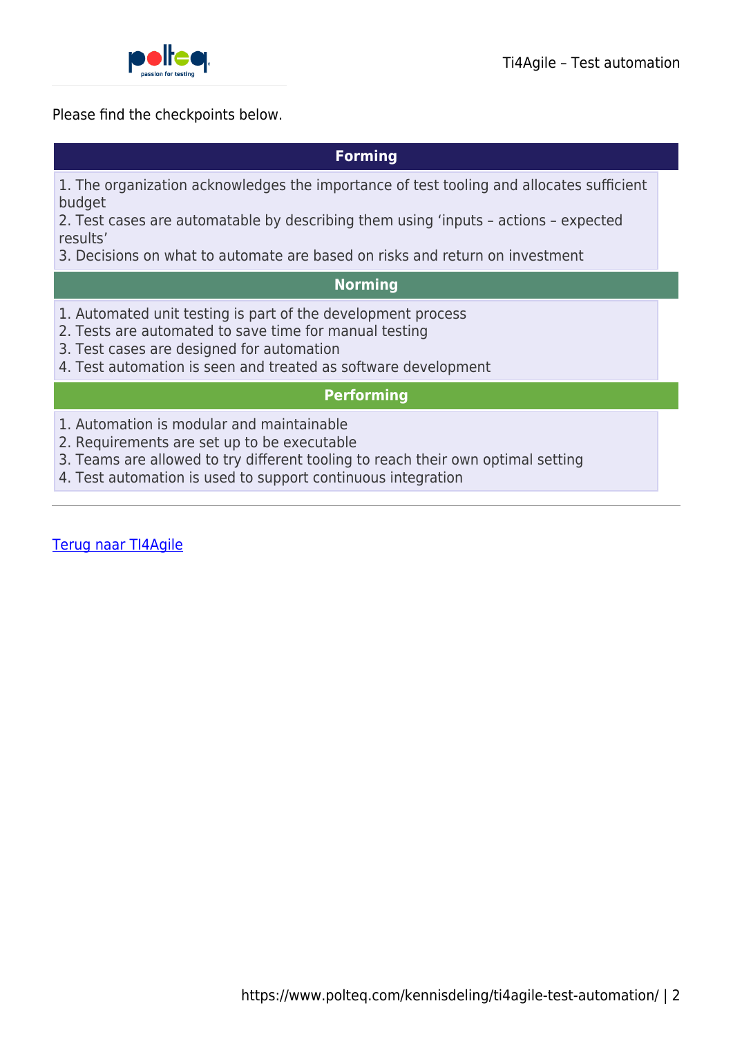Please find the checkpoints below.

| Forming |
| --- |
| 1. The organization acknowledges the importance of test tooling and allocates sufficient budget<br>2. Test cases are automatable by describing them using 'inputs – actions – expected results'<br>3. Decisions on what to automate are based on risks and return on investment |
| **Norming** |
| 1. Automated unit testing is part of the development process<br>2. Tests are automated to save time for manual testing<br>3. Test cases are designed for automation<br>4. Test automation is seen and treated as software development |
| **Performing** |
| 1. Automation is modular and maintainable<br>2. Requirements are set up to be executable<br>3. Teams are allowed to try different tooling to reach their own optimal setting<br>4. Test automation is used to support continuous integration |

---

[Terug naar TI4Agile]